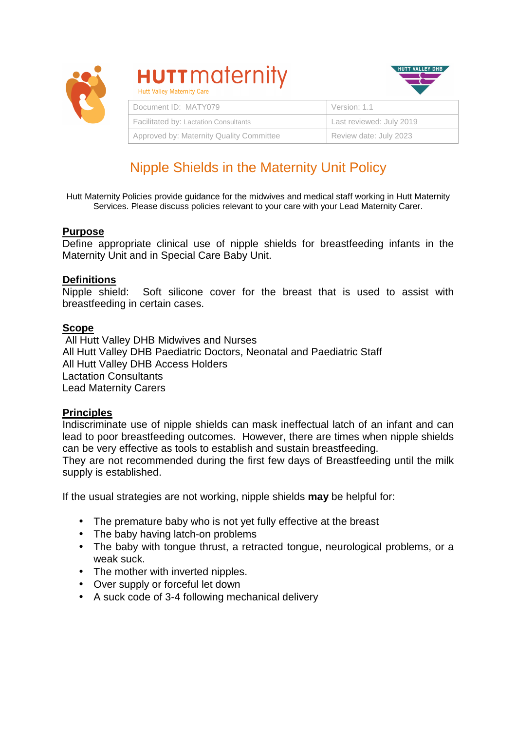**HUTT maternity**
Hutt Valley Maternity Care

HUTT VALLEY DHB

| Document ID: MATY079 | Version: 1.1 |
| --- | --- |
| Facilitated by: Lactation Consultants | Last reviewed: July 2019 |
| Approved by: Maternity Quality Committee | Review date: July 2023 |

# Nipple Shields in the Maternity Unit Policy

Hutt Maternity Policies provide guidance for the midwives and medical staff working in Hutt Maternity Services. Please discuss policies relevant to your care with your Lead Maternity Carer.

## Purpose

Define appropriate clinical use of nipple shields for breastfeeding infants in the Maternity Unit and in Special Care Baby Unit.

## Definitions

Nipple shield: Soft silicone cover for the breast that is used to assist with breastfeeding in certain cases.

## Scope

All Hutt Valley DHB Midwives and Nurses
All Hutt Valley DHB Paediatric Doctors, Neonatal and Paediatric Staff
All Hutt Valley DHB Access Holders
Lactation Consultants
Lead Maternity Carers

## Principles

Indiscriminate use of nipple shields can mask ineffectual latch of an infant and can lead to poor breastfeeding outcomes. However, there are times when nipple shields can be very effective as tools to establish and sustain breastfeeding.
They are not recommended during the first few days of Breastfeeding until the milk supply is established.

If the usual strategies are not working, nipple shields **may** be helpful for:

- The premature baby who is not yet fully effective at the breast
- The baby having latch-on problems
- The baby with tongue thrust, a retracted tongue, neurological problems, or a weak suck.
- The mother with inverted nipples.
- Over supply or forceful let down
- A suck code of 3-4 following mechanical delivery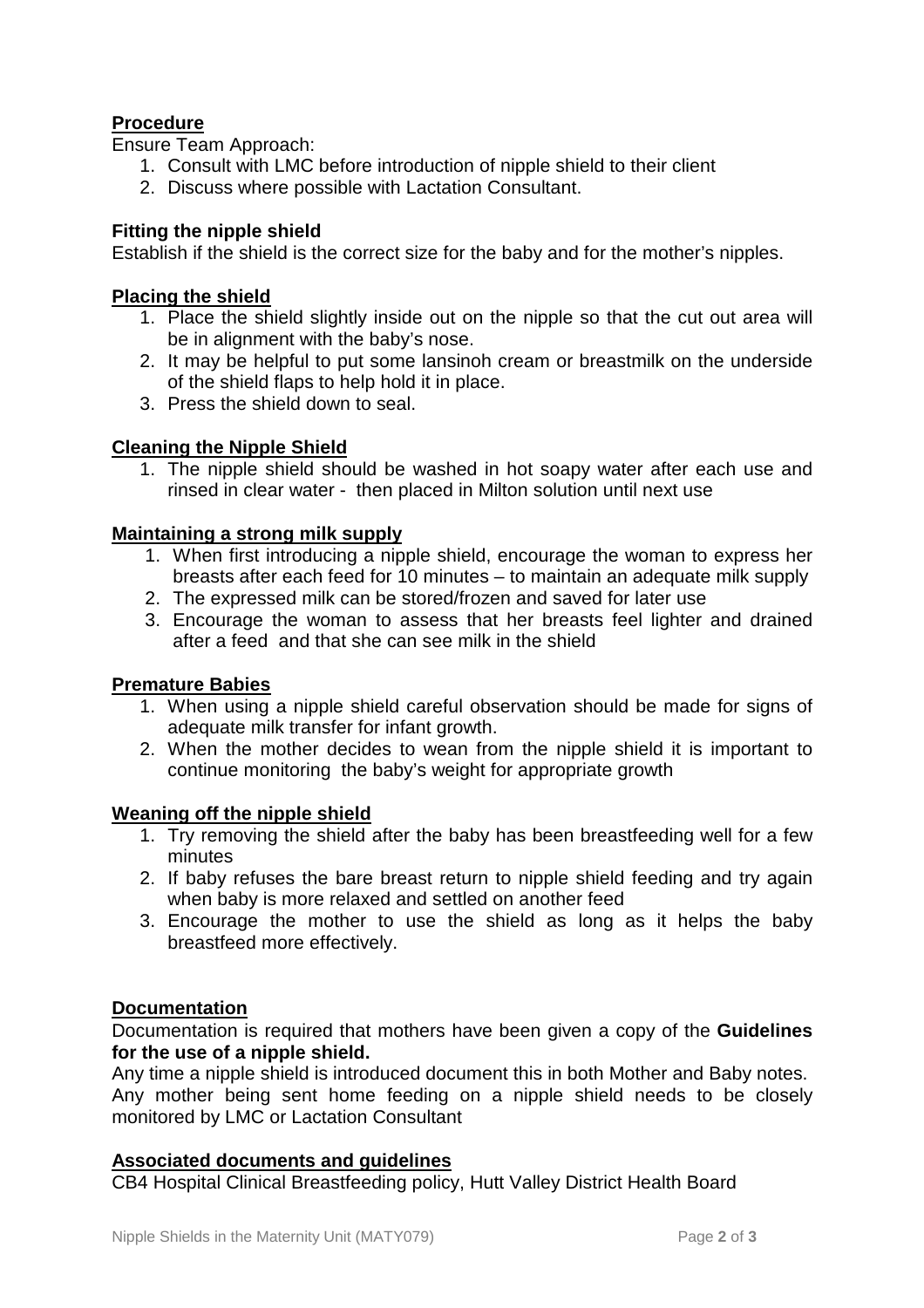## Procedure

Ensure Team Approach:

1. Consult with LMC before introduction of nipple shield to their client
2. Discuss where possible with Lactation Consultant.

### Fitting the nipple shield

Establish if the shield is the correct size for the baby and for the mother's nipples.

## Placing the shield

1. Place the shield slightly inside out on the nipple so that the cut out area will be in alignment with the baby's nose.
2. It may be helpful to put some lansinoh cream or breastmilk on the underside of the shield flaps to help hold it in place.
3. Press the shield down to seal.

## Cleaning the Nipple Shield

1. The nipple shield should be washed in hot soapy water after each use and rinsed in clear water - then placed in Milton solution until next use

## Maintaining a strong milk supply

1. When first introducing a nipple shield, encourage the woman to express her breasts after each feed for 10 minutes – to maintain an adequate milk supply
2. The expressed milk can be stored/frozen and saved for later use
3. Encourage the woman to assess that her breasts feel lighter and drained after a feed and that she can see milk in the shield

## Premature Babies

1. When using a nipple shield careful observation should be made for signs of adequate milk transfer for infant growth.
2. When the mother decides to wean from the nipple shield it is important to continue monitoring the baby's weight for appropriate growth

## Weaning off the nipple shield

1. Try removing the shield after the baby has been breastfeeding well for a few minutes
2. If baby refuses the bare breast return to nipple shield feeding and try again when baby is more relaxed and settled on another feed
3. Encourage the mother to use the shield as long as it helps the baby breastfeed more effectively.

## Documentation

Documentation is required that mothers have been given a copy of the **Guidelines for the use of a nipple shield.**

Any time a nipple shield is introduced document this in both Mother and Baby notes.

Any mother being sent home feeding on a nipple shield needs to be closely monitored by LMC or Lactation Consultant

## Associated documents and guidelines

CB4 Hospital Clinical Breastfeeding policy, Hutt Valley District Health Board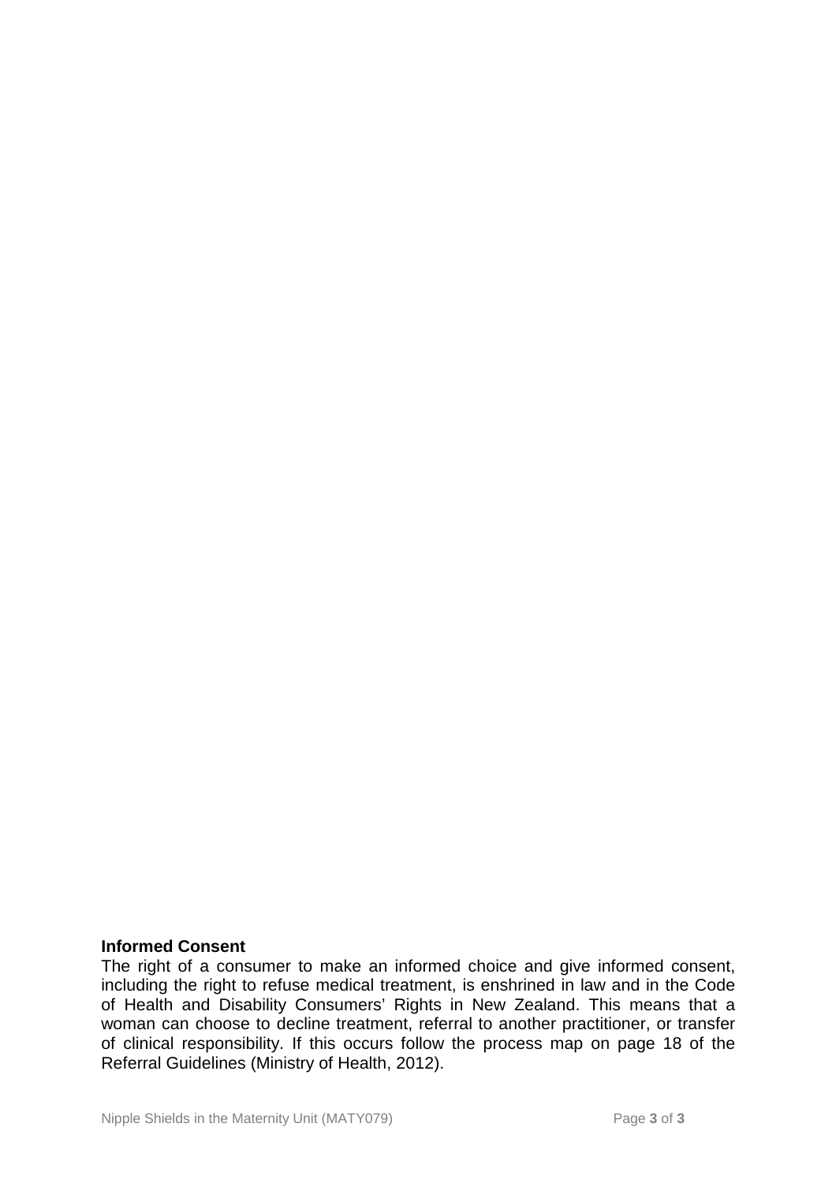**Informed Consent**

The right of a consumer to make an informed choice and give informed consent, including the right to refuse medical treatment, is enshrined in law and in the Code of Health and Disability Consumers' Rights in New Zealand. This means that a woman can choose to decline treatment, referral to another practitioner, or transfer of clinical responsibility. If this occurs follow the process map on page 18 of the Referral Guidelines (Ministry of Health, 2012).